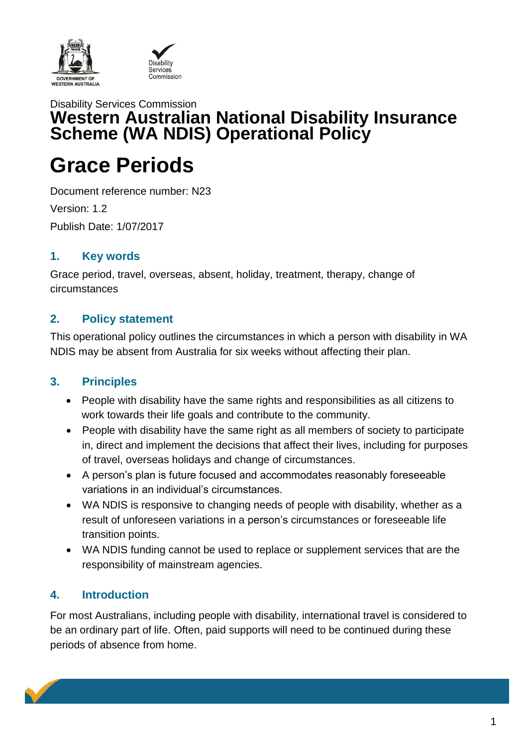Disability Services Commission

# Western Australian National Disability Insurance Scheme (WA NDIS) Operational Policy

# Grace Periods

Document reference number: N23

Version: 1.2

Publish Date: 1/07/2017

## 1. Key words

Grace period, travel, overseas, absent, holiday, treatment, therapy, change of circumstances

## 2. Policy statement

This operational policy outlines the circumstances in which a person with disability in WA NDIS may be absent from Australia for six weeks without affecting their plan.

## 3. Principles

- People with disability have the same rights and responsibilities as all citizens to work towards their life goals and contribute to the community.
- People with disability have the same right as all members of society to participate in, direct and implement the decisions that affect their lives, including for purposes of travel, overseas holidays and change of circumstances.
- A person's plan is future focused and accommodates reasonably foreseeable variations in an individual's circumstances.
- WA NDIS is responsive to changing needs of people with disability, whether as a result of unforeseen variations in a person's circumstances or foreseeable life transition points.
- WA NDIS funding cannot be used to replace or supplement services that are the responsibility of mainstream agencies.

## 4. Introduction

For most Australians, including people with disability, international travel is considered to be an ordinary part of life. Often, paid supports will need to be continued during these periods of absence from home.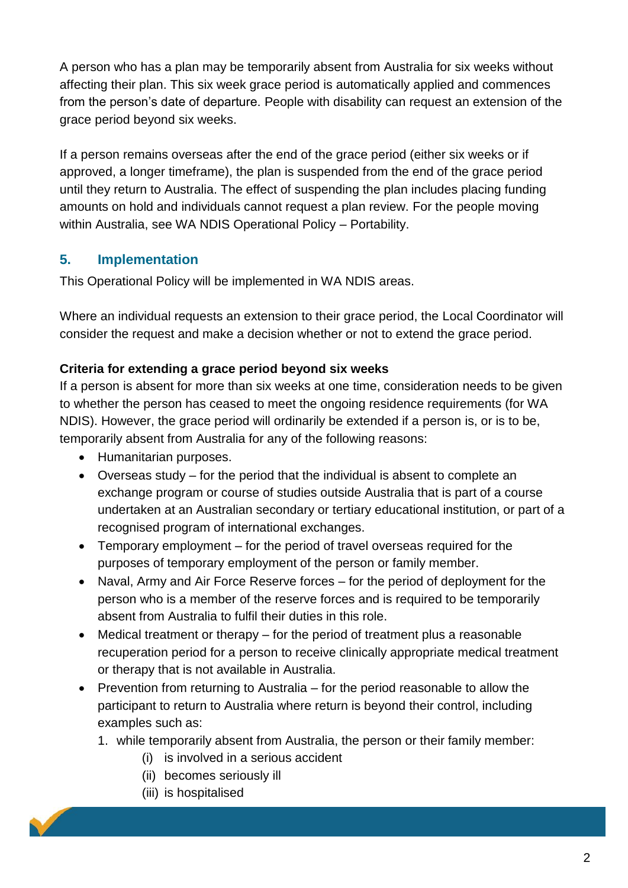A person who has a plan may be temporarily absent from Australia for six weeks without affecting their plan. This six week grace period is automatically applied and commences from the person's date of departure. People with disability can request an extension of the grace period beyond six weeks.

If a person remains overseas after the end of the grace period (either six weeks or if approved, a longer timeframe), the plan is suspended from the end of the grace period until they return to Australia. The effect of suspending the plan includes placing funding amounts on hold and individuals cannot request a plan review. For the people moving within Australia, see WA NDIS Operational Policy – Portability.

## 5. Implementation

This Operational Policy will be implemented in WA NDIS areas.

Where an individual requests an extension to their grace period, the Local Coordinator will consider the request and make a decision whether or not to extend the grace period.

**Criteria for extending a grace period beyond six weeks**

If a person is absent for more than six weeks at one time, consideration needs to be given to whether the person has ceased to meet the ongoing residence requirements (for WA NDIS). However, the grace period will ordinarily be extended if a person is, or is to be, temporarily absent from Australia for any of the following reasons:

- Humanitarian purposes.
- Overseas study – for the period that the individual is absent to complete an exchange program or course of studies outside Australia that is part of a course undertaken at an Australian secondary or tertiary educational institution, or part of a recognised program of international exchanges.
- Temporary employment – for the period of travel overseas required for the purposes of temporary employment of the person or family member.
- Naval, Army and Air Force Reserve forces – for the period of deployment for the person who is a member of the reserve forces and is required to be temporarily absent from Australia to fulfil their duties in this role.
- Medical treatment or therapy – for the period of treatment plus a reasonable recuperation period for a person to receive clinically appropriate medical treatment or therapy that is not available in Australia.
- Prevention from returning to Australia – for the period reasonable to allow the participant to return to Australia where return is beyond their control, including examples such as:
  1. while temporarily absent from Australia, the person or their family member:
     - (i) is involved in a serious accident
     - (ii) becomes seriously ill
     - (iii) is hospitalised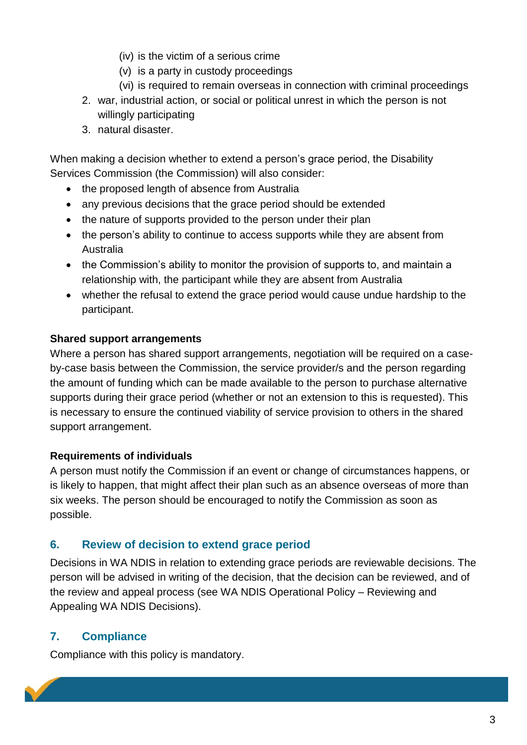(iv) is the victim of a serious crime
   (v) is a party in custody proceedings
   (vi) is required to remain overseas in connection with criminal proceedings
2. war, industrial action, or social or political unrest in which the person is not willingly participating
3. natural disaster.

When making a decision whether to extend a person's grace period, the Disability Services Commission (the Commission) will also consider:

- the proposed length of absence from Australia
- any previous decisions that the grace period should be extended
- the nature of supports provided to the person under their plan
- the person's ability to continue to access supports while they are absent from Australia
- the Commission's ability to monitor the provision of supports to, and maintain a relationship with, the participant while they are absent from Australia
- whether the refusal to extend the grace period would cause undue hardship to the participant.

**Shared support arrangements**

Where a person has shared support arrangements, negotiation will be required on a case-by-case basis between the Commission, the service provider/s and the person regarding the amount of funding which can be made available to the person to purchase alternative supports during their grace period (whether or not an extension to this is requested). This is necessary to ensure the continued viability of service provision to others in the shared support arrangement.

**Requirements of individuals**

A person must notify the Commission if an event or change of circumstances happens, or is likely to happen, that might affect their plan such as an absence overseas of more than six weeks. The person should be encouraged to notify the Commission as soon as possible.

## 6. Review of decision to extend grace period

Decisions in WA NDIS in relation to extending grace periods are reviewable decisions. The person will be advised in writing of the decision, that the decision can be reviewed, and of the review and appeal process (see WA NDIS Operational Policy – Reviewing and Appealing WA NDIS Decisions).

## 7. Compliance

Compliance with this policy is mandatory.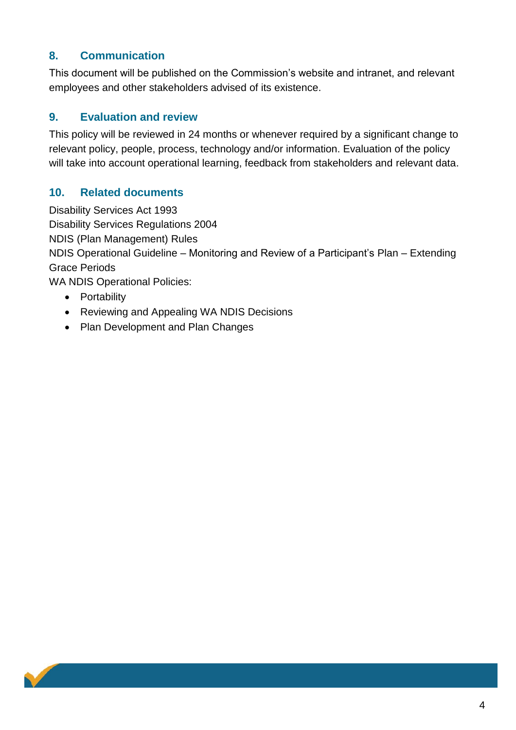## 8. Communication

This document will be published on the Commission's website and intranet, and relevant employees and other stakeholders advised of its existence.

## 9. Evaluation and review

This policy will be reviewed in 24 months or whenever required by a significant change to relevant policy, people, process, technology and/or information. Evaluation of the policy will take into account operational learning, feedback from stakeholders and relevant data.

## 10. Related documents

Disability Services Act 1993
Disability Services Regulations 2004
NDIS (Plan Management) Rules
NDIS Operational Guideline – Monitoring and Review of a Participant's Plan – Extending Grace Periods
WA NDIS Operational Policies:

- Portability
- Reviewing and Appealing WA NDIS Decisions
- Plan Development and Plan Changes